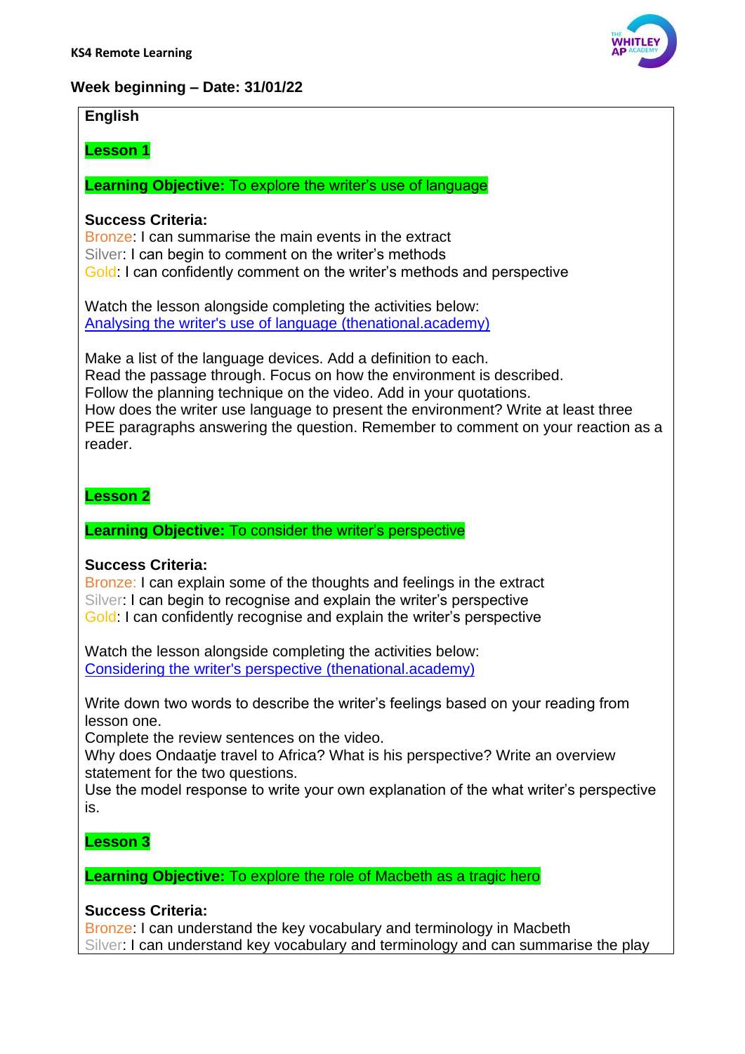**KS4 Remote Learning**

**Week beginning – Date: 31/01/22**

**English**

**Lesson 1**

**Learning Objective:** To explore the writer's use of language

**Success Criteria:**
Bronze: I can summarise the main events in the extract
Silver: I can begin to comment on the writer's methods
Gold: I can confidently comment on the writer's methods and perspective

Watch the lesson alongside completing the activities below:
[Analysing the writer's use of language (thenational.academy)]()

Make a list of the language devices. Add a definition to each.
Read the passage through. Focus on how the environment is described.
Follow the planning technique on the video. Add in your quotations.
How does the writer use language to present the environment? Write at least three PEE paragraphs answering the question. Remember to comment on your reaction as a reader.

**Lesson 2**

**Learning Objective:** To consider the writer's perspective

**Success Criteria:**
Bronze: I can explain some of the thoughts and feelings in the extract
Silver: I can begin to recognise and explain the writer's perspective
Gold: I can confidently recognise and explain the writer's perspective

Watch the lesson alongside completing the activities below:
[Considering the writer's perspective (thenational.academy)]()

Write down two words to describe the writer's feelings based on your reading from lesson one.
Complete the review sentences on the video.
Why does Ondaatje travel to Africa? What is his perspective? Write an overview statement for the two questions.
Use the model response to write your own explanation of the what writer's perspective is.

**Lesson 3**

**Learning Objective:** To explore the role of Macbeth as a tragic hero

**Success Criteria:**
Bronze: I can understand the key vocabulary and terminology in Macbeth
Silver: I can understand key vocabulary and terminology and can summarise the play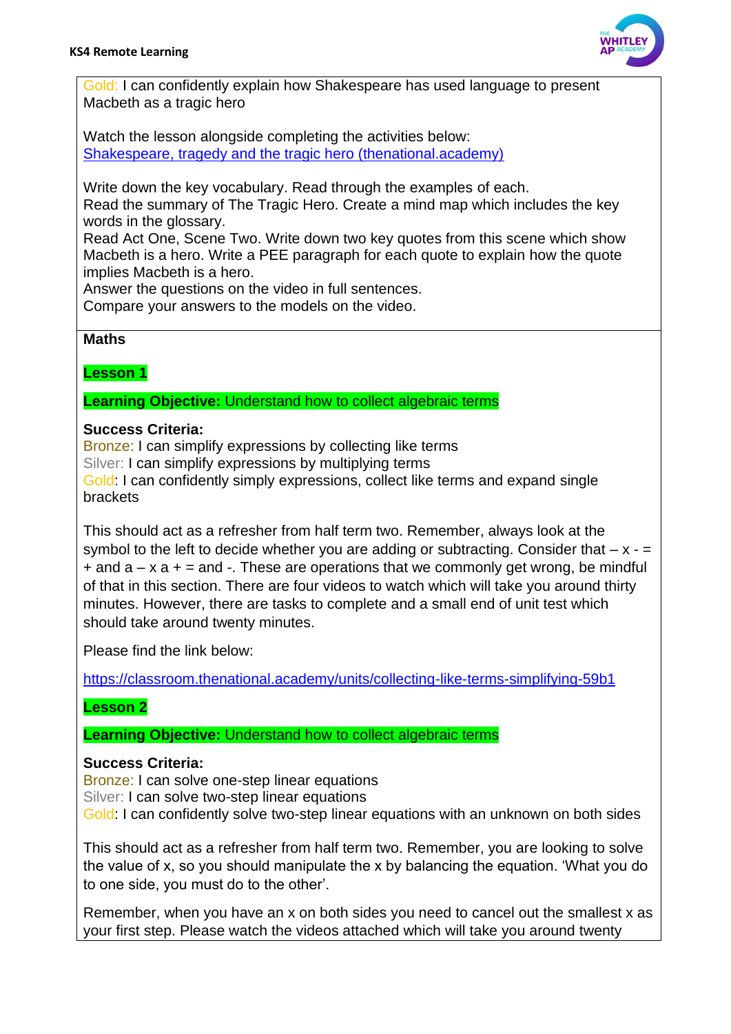Gold: I can confidently explain how Shakespeare has used language to present Macbeth as a tragic hero

Watch the lesson alongside completing the activities below:
[Shakespeare, tragedy and the tragic hero (thenational.academy)](Shakespeare, tragedy and the tragic hero (thenational.academy))

Write down the key vocabulary. Read through the examples of each.
Read the summary of The Tragic Hero. Create a mind map which includes the key words in the glossary.
Read Act One, Scene Two. Write down two key quotes from this scene which show Macbeth is a hero. Write a PEE paragraph for each quote to explain how the quote implies Macbeth is a hero.
Answer the questions on the video in full sentences.
Compare your answers to the models on the video.

**Maths**

**Lesson 1**

**Learning Objective:** Understand how to collect algebraic terms

**Success Criteria:**
Bronze: I can simplify expressions by collecting like terms
Silver: I can simplify expressions by multiplying terms
Gold: I can confidently simply expressions, collect like terms and expand single brackets

This should act as a refresher from half term two. Remember, always look at the symbol to the left to decide whether you are adding or subtracting. Consider that – x - = + and a – x a + = and -. These are operations that we commonly get wrong, be mindful of that in this section. There are four videos to watch which will take you around thirty minutes. However, there are tasks to complete and a small end of unit test which should take around twenty minutes.

Please find the link below:

https://classroom.thenational.academy/units/collecting-like-terms-simplifying-59b1

**Lesson 2**

**Learning Objective:** Understand how to collect algebraic terms

**Success Criteria:**
Bronze: I can solve one-step linear equations
Silver: I can solve two-step linear equations
Gold: I can confidently solve two-step linear equations with an unknown on both sides

This should act as a refresher from half term two. Remember, you are looking to solve the value of x, so you should manipulate the x by balancing the equation. 'What you do to one side, you must do to the other'.

Remember, when you have an x on both sides you need to cancel out the smallest x as your first step. Please watch the videos attached which will take you around twenty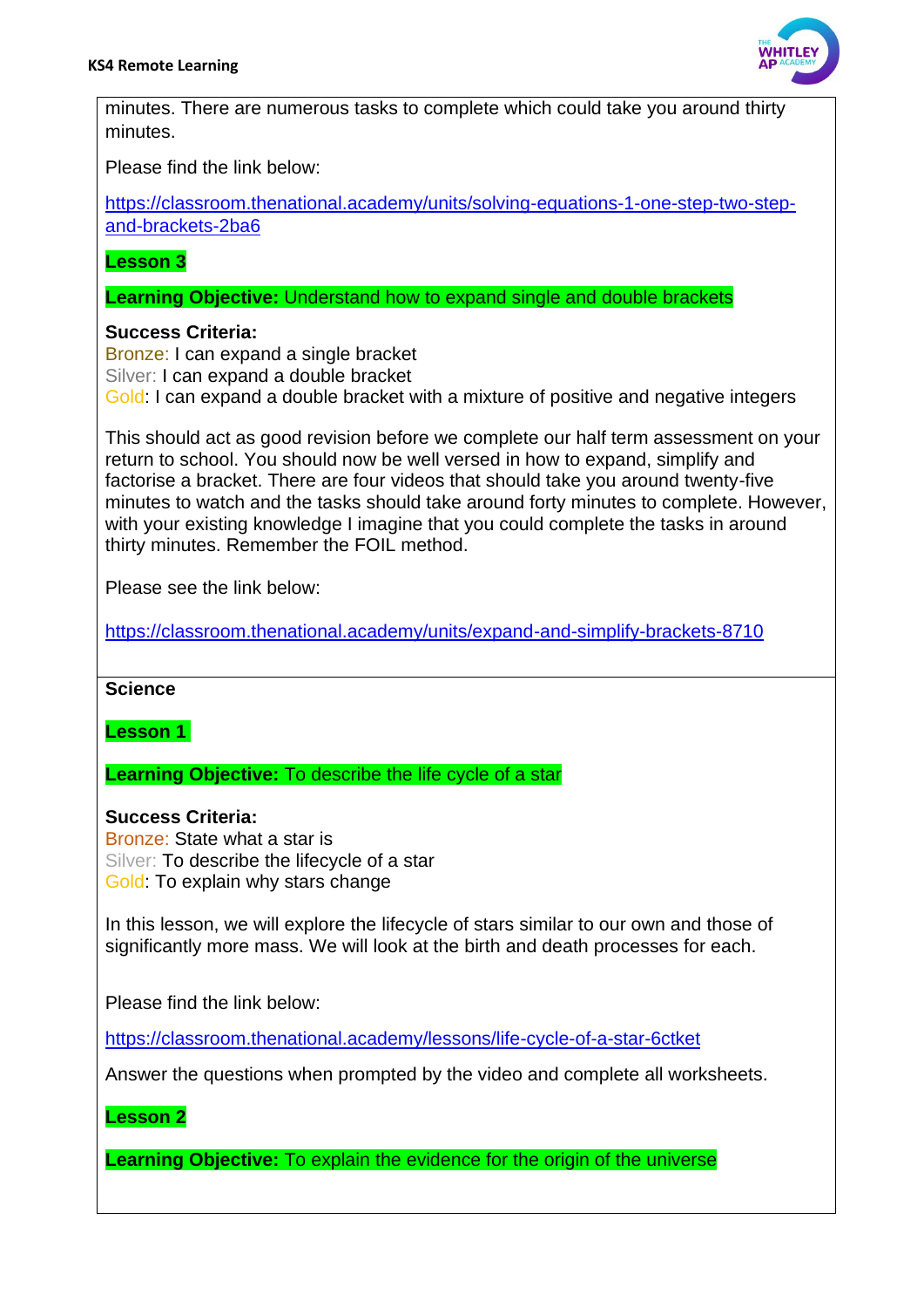minutes. There are numerous tasks to complete which could take you around thirty minutes.

Please find the link below:

https://classroom.thenational.academy/units/solving-equations-1-one-step-two-step-and-brackets-2ba6

**Lesson 3**

**Learning Objective:** Understand how to expand single and double brackets

**Success Criteria:**
Bronze: I can expand a single bracket
Silver: I can expand a double bracket
Gold: I can expand a double bracket with a mixture of positive and negative integers

This should act as good revision before we complete our half term assessment on your return to school. You should now be well versed in how to expand, simplify and factorise a bracket. There are four videos that should take you around twenty-five minutes to watch and the tasks should take around forty minutes to complete. However, with your existing knowledge I imagine that you could complete the tasks in around thirty minutes. Remember the FOIL method.

Please see the link below:

https://classroom.thenational.academy/units/expand-and-simplify-brackets-8710

**Science**

**Lesson 1**

**Learning Objective:** To describe the life cycle of a star

**Success Criteria:**
Bronze: State what a star is
Silver: To describe the lifecycle of a star
Gold: To explain why stars change

In this lesson, we will explore the lifecycle of stars similar to our own and those of significantly more mass. We will look at the birth and death processes for each.

Please find the link below:

https://classroom.thenational.academy/lessons/life-cycle-of-a-star-6ctket

Answer the questions when prompted by the video and complete all worksheets.

**Lesson 2**

**Learning Objective:** To explain the evidence for the origin of the universe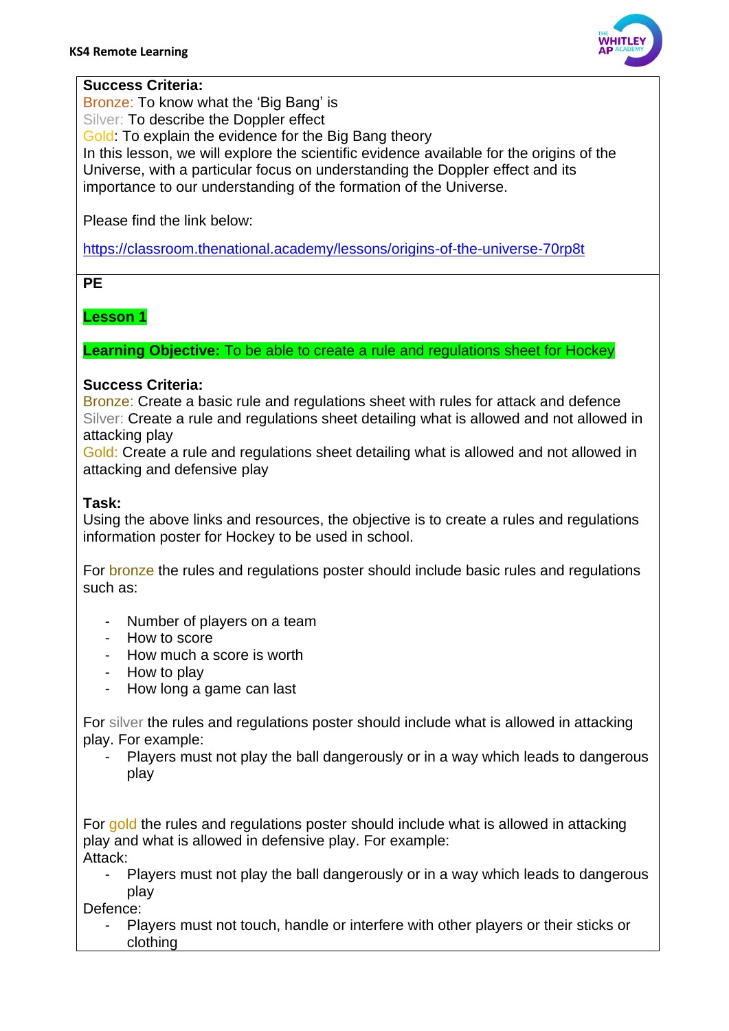**Success Criteria:**
Bronze: To know what the 'Big Bang' is
Silver: To describe the Doppler effect
Gold: To explain the evidence for the Big Bang theory
In this lesson, we will explore the scientific evidence available for the origins of the Universe, with a particular focus on understanding the Doppler effect and its importance to our understanding of the formation of the Universe.

Please find the link below:

https://classroom.thenational.academy/lessons/origins-of-the-universe-70rp8t

**PE**

**Lesson 1**

**Learning Objective:** To be able to create a rule and regulations sheet for Hockey

**Success Criteria:**
Bronze: Create a basic rule and regulations sheet with rules for attack and defence
Silver: Create a rule and regulations sheet detailing what is allowed and not allowed in attacking play
Gold: Create a rule and regulations sheet detailing what is allowed and not allowed in attacking and defensive play

**Task:**
Using the above links and resources, the objective is to create a rules and regulations information poster for Hockey to be used in school.

For bronze the rules and regulations poster should include basic rules and regulations such as:

- Number of players on a team
- How to score
- How much a score is worth
- How to play
- How long a game can last

For silver the rules and regulations poster should include what is allowed in attacking play. For example:

- Players must not play the ball dangerously or in a way which leads to dangerous play

For gold the rules and regulations poster should include what is allowed in attacking play and what is allowed in defensive play. For example:
Attack:

- Players must not play the ball dangerously or in a way which leads to dangerous play

Defence:

- Players must not touch, handle or interfere with other players or their sticks or clothing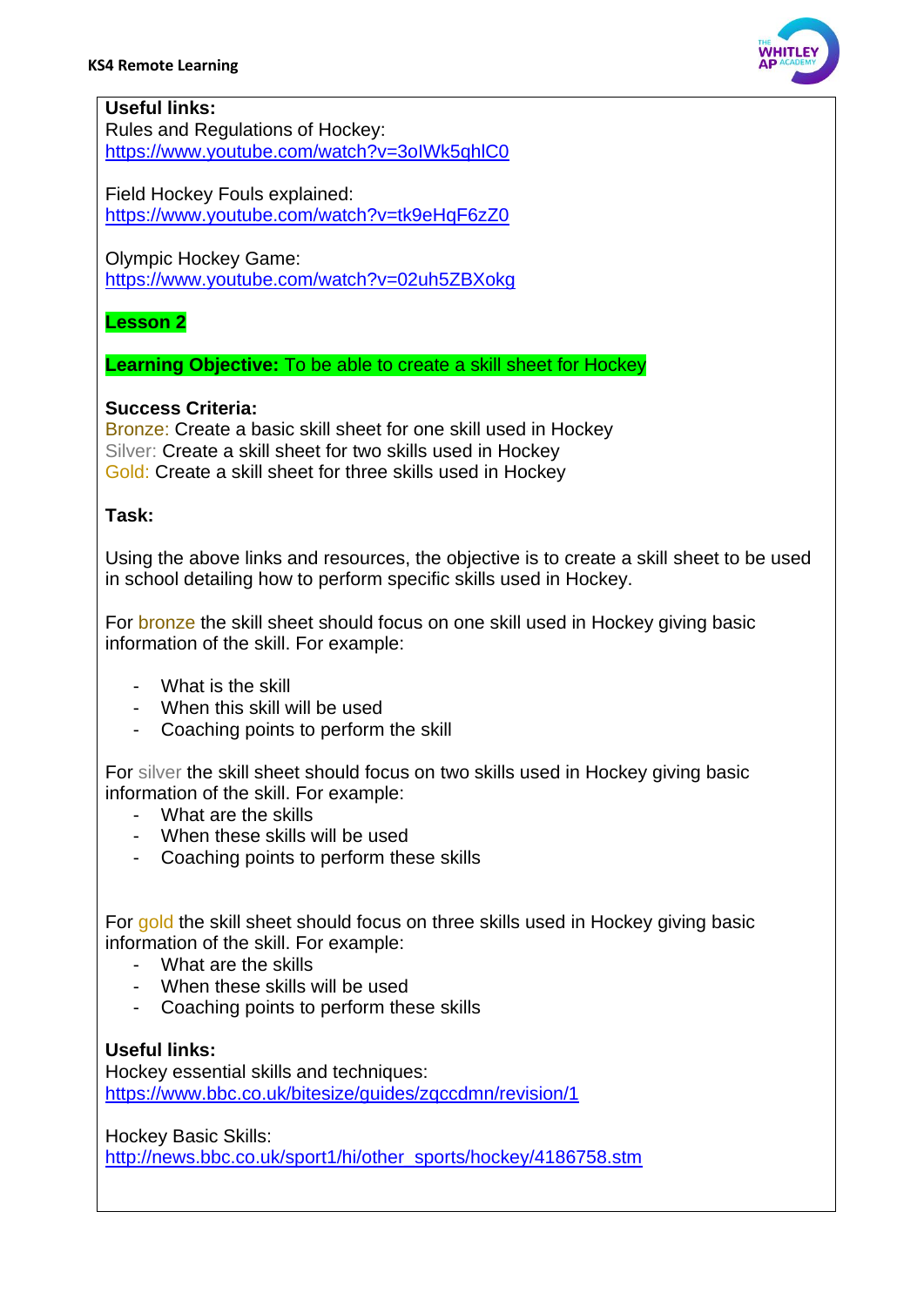**Useful links:**
Rules and Regulations of Hockey:
https://www.youtube.com/watch?v=3oIWk5qhlC0

Field Hockey Fouls explained:
https://www.youtube.com/watch?v=tk9eHqF6zZ0

Olympic Hockey Game:
https://www.youtube.com/watch?v=02uh5ZBXokg

## Lesson 2

**Learning Objective:** To be able to create a skill sheet for Hockey

**Success Criteria:**
Bronze: Create a basic skill sheet for one skill used in Hockey
Silver: Create a skill sheet for two skills used in Hockey
Gold: Create a skill sheet for three skills used in Hockey

**Task:**

Using the above links and resources, the objective is to create a skill sheet to be used in school detailing how to perform specific skills used in Hockey.

For bronze the skill sheet should focus on one skill used in Hockey giving basic information of the skill. For example:

- What is the skill
- When this skill will be used
- Coaching points to perform the skill

For silver the skill sheet should focus on two skills used in Hockey giving basic information of the skill. For example:

- What are the skills
- When these skills will be used
- Coaching points to perform these skills

For gold the skill sheet should focus on three skills used in Hockey giving basic information of the skill. For example:

- What are the skills
- When these skills will be used
- Coaching points to perform these skills

**Useful links:**
Hockey essential skills and techniques:
https://www.bbc.co.uk/bitesize/guides/zqccdmn/revision/1

Hockey Basic Skills:
http://news.bbc.co.uk/sport1/hi/other_sports/hockey/4186758.stm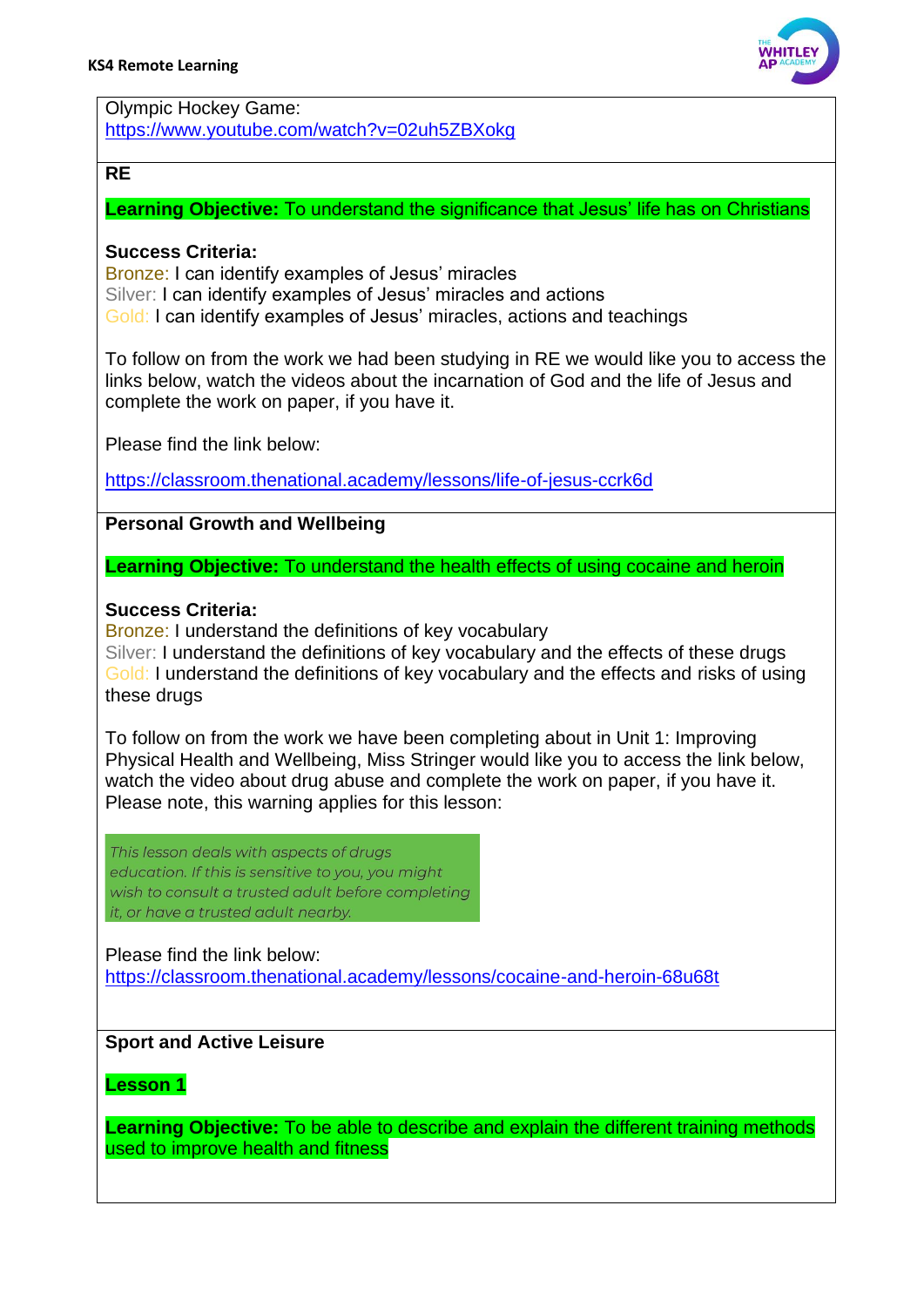Olympic Hockey Game: https://www.youtube.com/watch?v=02uh5ZBXokg

**RE**

**Learning Objective:** To understand the significance that Jesus' life has on Christians

**Success Criteria:**
Bronze: I can identify examples of Jesus' miracles
Silver: I can identify examples of Jesus' miracles and actions
Gold: I can identify examples of Jesus' miracles, actions and teachings

To follow on from the work we had been studying in RE we would like you to access the links below, watch the videos about the incarnation of God and the life of Jesus and complete the work on paper, if you have it.

Please find the link below:

https://classroom.thenational.academy/lessons/life-of-jesus-ccrk6d

**Personal Growth and Wellbeing**

**Learning Objective:** To understand the health effects of using cocaine and heroin

**Success Criteria:**
Bronze: I understand the definitions of key vocabulary
Silver: I understand the definitions of key vocabulary and the effects of these drugs
Gold: I understand the definitions of key vocabulary and the effects and risks of using these drugs

To follow on from the work we have been completing about in Unit 1: Improving Physical Health and Wellbeing, Miss Stringer would like you to access the link below, watch the video about drug abuse and complete the work on paper, if you have it. Please note, this warning applies for this lesson:

*This lesson deals with aspects of drugs education. If this is sensitive to you, you might wish to consult a trusted adult before completing it, or have a trusted adult nearby.*

Please find the link below:
https://classroom.thenational.academy/lessons/cocaine-and-heroin-68u68t

**Sport and Active Leisure**

**Lesson 1**

**Learning Objective:** To be able to describe and explain the different training methods used to improve health and fitness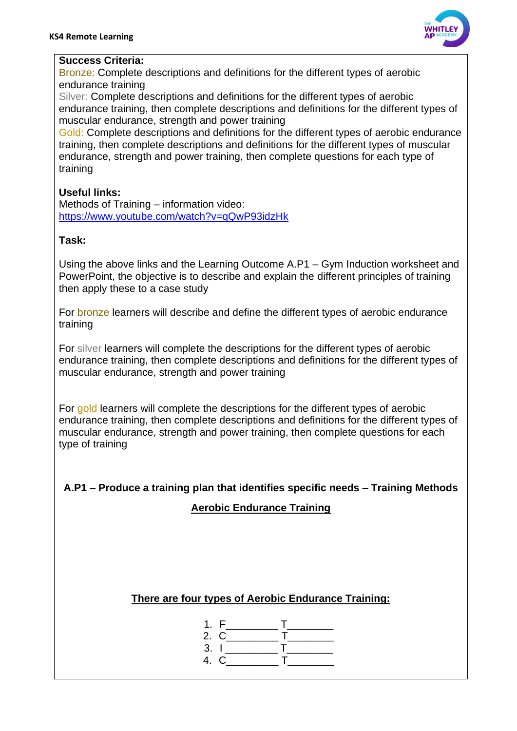**Success Criteria:**

Bronze: Complete descriptions and definitions for the different types of aerobic endurance training

Silver: Complete descriptions and definitions for the different types of aerobic endurance training, then complete descriptions and definitions for the different types of muscular endurance, strength and power training

Gold: Complete descriptions and definitions for the different types of aerobic endurance training, then complete descriptions and definitions for the different types of muscular endurance, strength and power training, then complete questions for each type of training

**Useful links:**

Methods of Training – information video: https://www.youtube.com/watch?v=qQwP93idzHk

**Task:**

Using the above links and the Learning Outcome A.P1 – Gym Induction worksheet and PowerPoint, the objective is to describe and explain the different principles of training then apply these to a case study

For bronze learners will describe and define the different types of aerobic endurance training

For silver learners will complete the descriptions for the different types of aerobic endurance training, then complete descriptions and definitions for the different types of muscular endurance, strength and power training

For gold learners will complete the descriptions for the different types of aerobic endurance training, then complete descriptions and definitions for the different types of muscular endurance, strength and power training, then complete questions for each type of training

**A.P1 – Produce a training plan that identifies specific needs – Training Methods**

**Aerobic Endurance Training**

**There are four types of Aerobic Endurance Training:**

1. F_________ T________
2. C_________ T________
3. I _________ T________
4. C_________ T________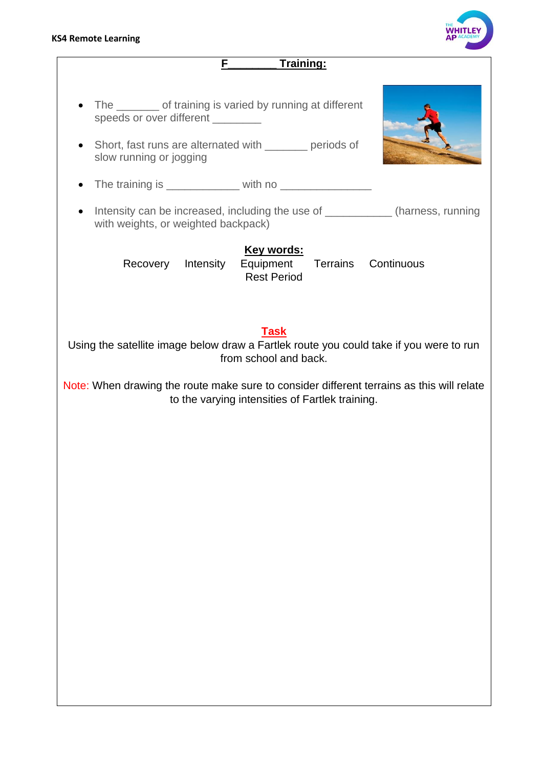KS4 Remote Learning

## F________ Training:

- The _______ of training is varied by running at different speeds or over different ________
- Short, fast runs are alternated with _______ periods of slow running or jogging
- The training is ____________ with no _______________
- Intensity can be increased, including the use of ___________ (harness, running with weights, or weighted backpack)

**Key words:**

Recovery Intensity Equipment Terrains Continuous Rest Period

**Task**

Using the satellite image below draw a Fartlek route you could take if you were to run from school and back.

Note: When drawing the route make sure to consider different terrains as this will relate to the varying intensities of Fartlek training.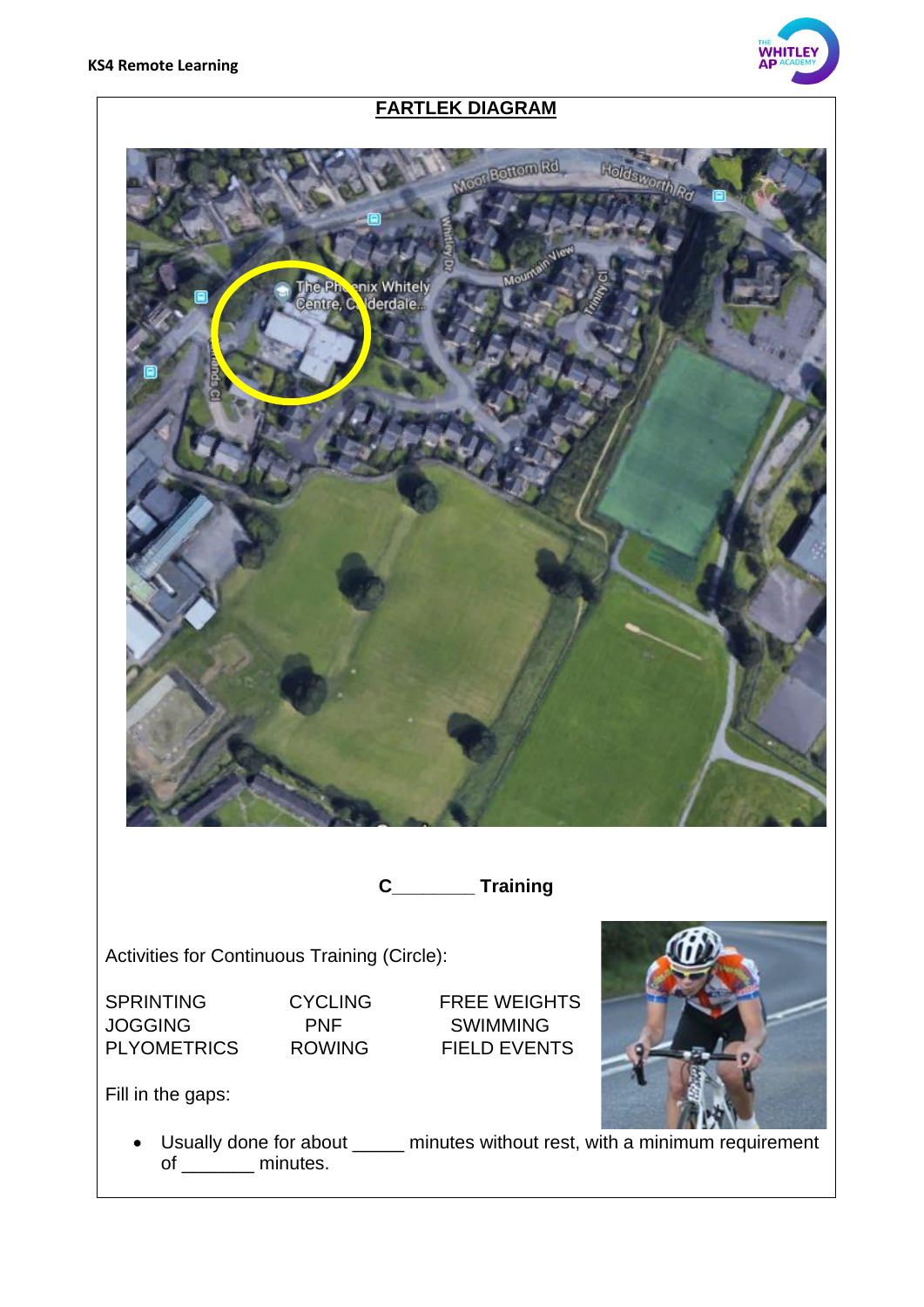## FARTLEK DIAGRAM

**C________ Training**

Activities for Continuous Training (Circle):

| | | |
|---|---|---|
| SPRINTING | CYCLING | FREE WEIGHTS |
| JOGGING | PNF | SWIMMING |
| PLYOMETRICS | ROWING | FIELD EVENTS |

Fill in the gaps:

- Usually done for about _____ minutes without rest, with a minimum requirement of _______ minutes.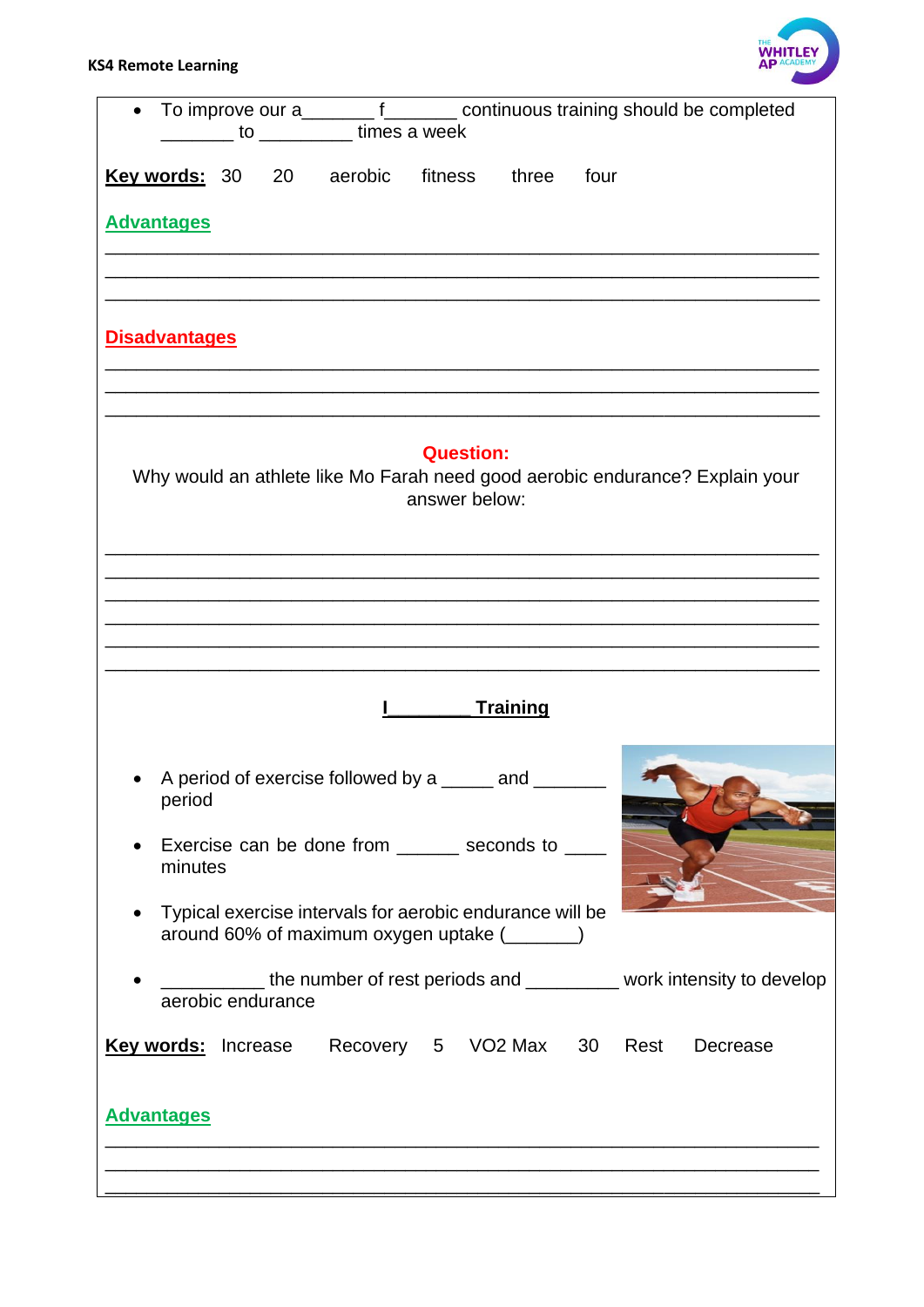- To improve our a_______ f_______ continuous training should be completed _______ to _________ times a week

**Key words:** 30 20 aerobic fitness three four

**Advantages**

___________________________________________________________________________
___________________________________________________________________________
___________________________________________________________________________

**Disadvantages**

___________________________________________________________________________
___________________________________________________________________________
___________________________________________________________________________

**Question:**

Why would an athlete like Mo Farah need good aerobic endurance? Explain your answer below:

___________________________________________________________________________
___________________________________________________________________________
___________________________________________________________________________
___________________________________________________________________________
___________________________________________________________________________
___________________________________________________________________________

## I________ Training

- A period of exercise followed by a _____ and _______ period
- Exercise can be done from ______ seconds to ____ minutes
- Typical exercise intervals for aerobic endurance will be around 60% of maximum oxygen uptake (_______)
- __________ the number of rest periods and _________ work intensity to develop aerobic endurance

**Key words:** Increase Recovery 5 VO2 Max 30 Rest Decrease

**Advantages**

___________________________________________________________________________
___________________________________________________________________________
___________________________________________________________________________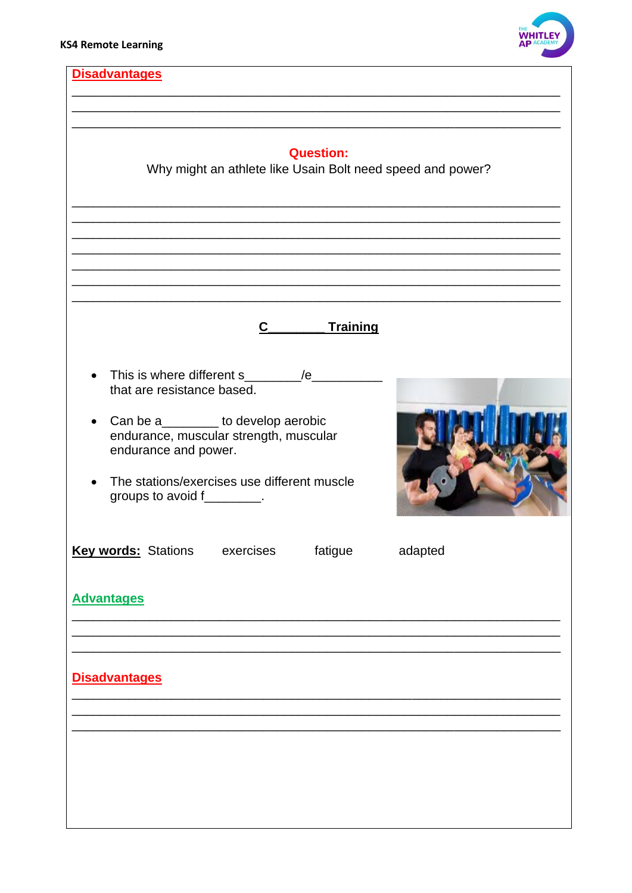**Disadvantages**

\_\_\_\_\_\_\_\_\_\_\_\_\_\_\_\_\_\_\_\_\_\_\_\_\_\_\_\_\_\_\_\_\_\_\_\_\_\_\_\_\_\_\_\_\_\_\_\_\_\_\_\_\_\_\_\_\_\_\_\_\_\_\_\_\_\_\_\_
\_\_\_\_\_\_\_\_\_\_\_\_\_\_\_\_\_\_\_\_\_\_\_\_\_\_\_\_\_\_\_\_\_\_\_\_\_\_\_\_\_\_\_\_\_\_\_\_\_\_\_\_\_\_\_\_\_\_\_\_\_\_\_\_\_\_\_\_
\_\_\_\_\_\_\_\_\_\_\_\_\_\_\_\_\_\_\_\_\_\_\_\_\_\_\_\_\_\_\_\_\_\_\_\_\_\_\_\_\_\_\_\_\_\_\_\_\_\_\_\_\_\_\_\_\_\_\_\_\_\_\_\_\_\_\_\_

**Question:**

Why might an athlete like Usain Bolt need speed and power?

\_\_\_\_\_\_\_\_\_\_\_\_\_\_\_\_\_\_\_\_\_\_\_\_\_\_\_\_\_\_\_\_\_\_\_\_\_\_\_\_\_\_\_\_\_\_\_\_\_\_\_\_\_\_\_\_\_\_\_\_\_\_\_\_\_\_\_\_
\_\_\_\_\_\_\_\_\_\_\_\_\_\_\_\_\_\_\_\_\_\_\_\_\_\_\_\_\_\_\_\_\_\_\_\_\_\_\_\_\_\_\_\_\_\_\_\_\_\_\_\_\_\_\_\_\_\_\_\_\_\_\_\_\_\_\_\_
\_\_\_\_\_\_\_\_\_\_\_\_\_\_\_\_\_\_\_\_\_\_\_\_\_\_\_\_\_\_\_\_\_\_\_\_\_\_\_\_\_\_\_\_\_\_\_\_\_\_\_\_\_\_\_\_\_\_\_\_\_\_\_\_\_\_\_\_
\_\_\_\_\_\_\_\_\_\_\_\_\_\_\_\_\_\_\_\_\_\_\_\_\_\_\_\_\_\_\_\_\_\_\_\_\_\_\_\_\_\_\_\_\_\_\_\_\_\_\_\_\_\_\_\_\_\_\_\_\_\_\_\_\_\_\_\_
\_\_\_\_\_\_\_\_\_\_\_\_\_\_\_\_\_\_\_\_\_\_\_\_\_\_\_\_\_\_\_\_\_\_\_\_\_\_\_\_\_\_\_\_\_\_\_\_\_\_\_\_\_\_\_\_\_\_\_\_\_\_\_\_\_\_\_\_
\_\_\_\_\_\_\_\_\_\_\_\_\_\_\_\_\_\_\_\_\_\_\_\_\_\_\_\_\_\_\_\_\_\_\_\_\_\_\_\_\_\_\_\_\_\_\_\_\_\_\_\_\_\_\_\_\_\_\_\_\_\_\_\_\_\_\_\_
\_\_\_\_\_\_\_\_\_\_\_\_\_\_\_\_\_\_\_\_\_\_\_\_\_\_\_\_\_\_\_\_\_\_\_\_\_\_\_\_\_\_\_\_\_\_\_\_\_\_\_\_\_\_\_\_\_\_\_\_\_\_\_\_\_\_\_\_

## C\_\_\_\_\_\_\_\_ Training

- This is where different s\_\_\_\_\_\_\_\_/e\_\_\_\_\_\_\_\_\_\_ that are resistance based.
- Can be a\_\_\_\_\_\_\_\_ to develop aerobic endurance, muscular strength, muscular endurance and power.
- The stations/exercises use different muscle groups to avoid f\_\_\_\_\_\_\_\_.

**Key words:** Stations exercises fatigue adapted

**Advantages**

\_\_\_\_\_\_\_\_\_\_\_\_\_\_\_\_\_\_\_\_\_\_\_\_\_\_\_\_\_\_\_\_\_\_\_\_\_\_\_\_\_\_\_\_\_\_\_\_\_\_\_\_\_\_\_\_\_\_\_\_\_\_\_\_\_\_\_\_
\_\_\_\_\_\_\_\_\_\_\_\_\_\_\_\_\_\_\_\_\_\_\_\_\_\_\_\_\_\_\_\_\_\_\_\_\_\_\_\_\_\_\_\_\_\_\_\_\_\_\_\_\_\_\_\_\_\_\_\_\_\_\_\_\_\_\_\_
\_\_\_\_\_\_\_\_\_\_\_\_\_\_\_\_\_\_\_\_\_\_\_\_\_\_\_\_\_\_\_\_\_\_\_\_\_\_\_\_\_\_\_\_\_\_\_\_\_\_\_\_\_\_\_\_\_\_\_\_\_\_\_\_\_\_\_\_

**Disadvantages**

\_\_\_\_\_\_\_\_\_\_\_\_\_\_\_\_\_\_\_\_\_\_\_\_\_\_\_\_\_\_\_\_\_\_\_\_\_\_\_\_\_\_\_\_\_\_\_\_\_\_\_\_\_\_\_\_\_\_\_\_\_\_\_\_\_\_\_\_
\_\_\_\_\_\_\_\_\_\_\_\_\_\_\_\_\_\_\_\_\_\_\_\_\_\_\_\_\_\_\_\_\_\_\_\_\_\_\_\_\_\_\_\_\_\_\_\_\_\_\_\_\_\_\_\_\_\_\_\_\_\_\_\_\_\_\_\_
\_\_\_\_\_\_\_\_\_\_\_\_\_\_\_\_\_\_\_\_\_\_\_\_\_\_\_\_\_\_\_\_\_\_\_\_\_\_\_\_\_\_\_\_\_\_\_\_\_\_\_\_\_\_\_\_\_\_\_\_\_\_\_\_\_\_\_\_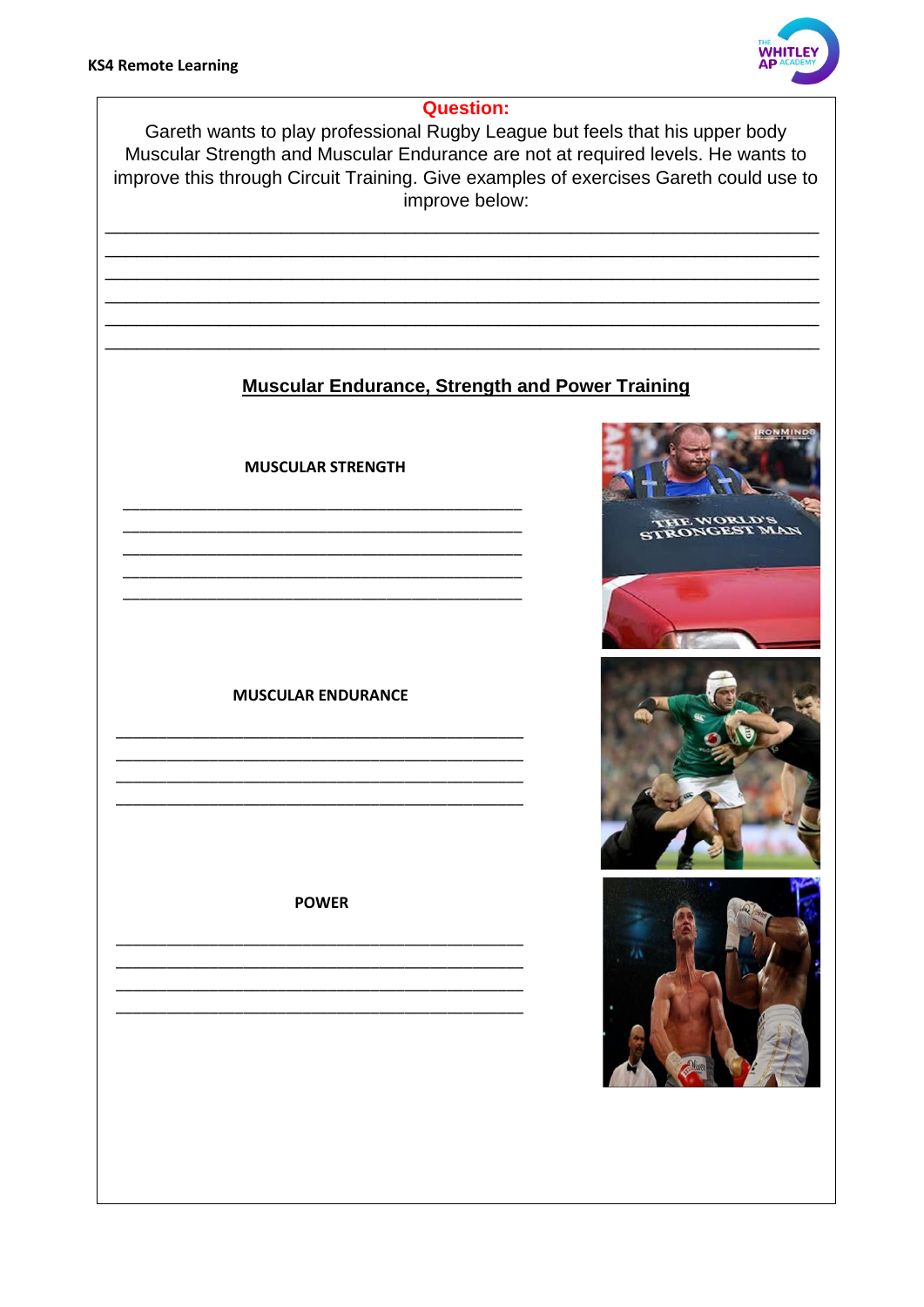**Question:**

Gareth wants to play professional Rugby League but feels that his upper body Muscular Strength and Muscular Endurance are not at required levels. He wants to improve this through Circuit Training. Give examples of exercises Gareth could use to improve below:

______________________________________________________________________

______________________________________________________________________

______________________________________________________________________

______________________________________________________________________

______________________________________________________________________

______________________________________________________________________

## Muscular Endurance, Strength and Power Training

**MUSCULAR STRENGTH**

______________________________________________

______________________________________________

______________________________________________

______________________________________________

______________________________________________

**MUSCULAR ENDURANCE**

______________________________________________

______________________________________________

______________________________________________

______________________________________________

**POWER**

______________________________________________

______________________________________________

______________________________________________

______________________________________________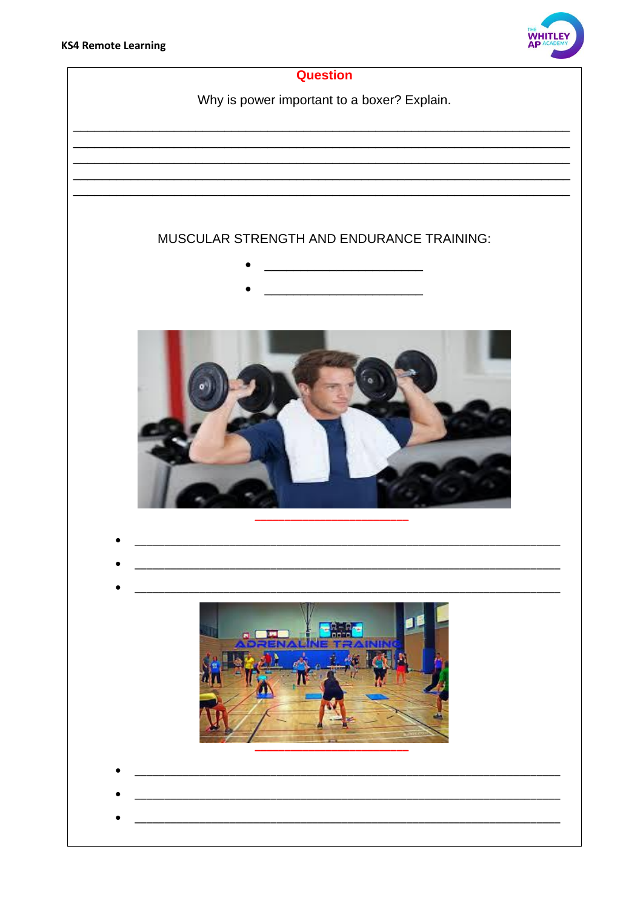## Question

Why is power important to a boxer? Explain.

\_\_\_\_\_\_\_\_\_\_\_\_\_\_\_\_\_\_\_\_\_\_\_\_\_\_\_\_\_\_\_\_\_\_\_\_\_\_\_\_\_\_\_\_\_\_\_\_\_\_\_\_\_\_\_\_\_\_\_\_\_\_\_\_\_\_\_\_\_\_
\_\_\_\_\_\_\_\_\_\_\_\_\_\_\_\_\_\_\_\_\_\_\_\_\_\_\_\_\_\_\_\_\_\_\_\_\_\_\_\_\_\_\_\_\_\_\_\_\_\_\_\_\_\_\_\_\_\_\_\_\_\_\_\_\_\_\_\_\_\_
\_\_\_\_\_\_\_\_\_\_\_\_\_\_\_\_\_\_\_\_\_\_\_\_\_\_\_\_\_\_\_\_\_\_\_\_\_\_\_\_\_\_\_\_\_\_\_\_\_\_\_\_\_\_\_\_\_\_\_\_\_\_\_\_\_\_\_\_\_\_
\_\_\_\_\_\_\_\_\_\_\_\_\_\_\_\_\_\_\_\_\_\_\_\_\_\_\_\_\_\_\_\_\_\_\_\_\_\_\_\_\_\_\_\_\_\_\_\_\_\_\_\_\_\_\_\_\_\_\_\_\_\_\_\_\_\_\_\_\_\_
\_\_\_\_\_\_\_\_\_\_\_\_\_\_\_\_\_\_\_\_\_\_\_\_\_\_\_\_\_\_\_\_\_\_\_\_\_\_\_\_\_\_\_\_\_\_\_\_\_\_\_\_\_\_\_\_\_\_\_\_\_\_\_\_\_\_\_\_\_\_

MUSCULAR STRENGTH AND ENDURANCE TRAINING:

- \_\_\_\_\_\_\_\_\_\_\_\_\_\_\_\_\_\_\_\_\_\_
- \_\_\_\_\_\_\_\_\_\_\_\_\_\_\_\_\_\_\_\_\_\_

\_\_\_\_\_\_\_\_\_\_\_\_\_\_\_\_\_\_\_\_\_\_

- \_\_\_\_\_\_\_\_\_\_\_\_\_\_\_\_\_\_\_\_\_\_\_\_\_\_\_\_\_\_\_\_\_\_\_\_\_\_\_\_\_\_\_\_\_\_\_\_\_\_\_\_\_\_\_\_\_\_\_\_
- \_\_\_\_\_\_\_\_\_\_\_\_\_\_\_\_\_\_\_\_\_\_\_\_\_\_\_\_\_\_\_\_\_\_\_\_\_\_\_\_\_\_\_\_\_\_\_\_\_\_\_\_\_\_\_\_\_\_\_\_
- \_\_\_\_\_\_\_\_\_\_\_\_\_\_\_\_\_\_\_\_\_\_\_\_\_\_\_\_\_\_\_\_\_\_\_\_\_\_\_\_\_\_\_\_\_\_\_\_\_\_\_\_\_\_\_\_\_\_\_\_

\_\_\_\_\_\_\_\_\_\_\_\_\_\_\_\_\_\_\_\_\_\_

- \_\_\_\_\_\_\_\_\_\_\_\_\_\_\_\_\_\_\_\_\_\_\_\_\_\_\_\_\_\_\_\_\_\_\_\_\_\_\_\_\_\_\_\_\_\_\_\_\_\_\_\_\_\_\_\_\_\_\_\_
- \_\_\_\_\_\_\_\_\_\_\_\_\_\_\_\_\_\_\_\_\_\_\_\_\_\_\_\_\_\_\_\_\_\_\_\_\_\_\_\_\_\_\_\_\_\_\_\_\_\_\_\_\_\_\_\_\_\_\_\_
- \_\_\_\_\_\_\_\_\_\_\_\_\_\_\_\_\_\_\_\_\_\_\_\_\_\_\_\_\_\_\_\_\_\_\_\_\_\_\_\_\_\_\_\_\_\_\_\_\_\_\_\_\_\_\_\_\_\_\_\_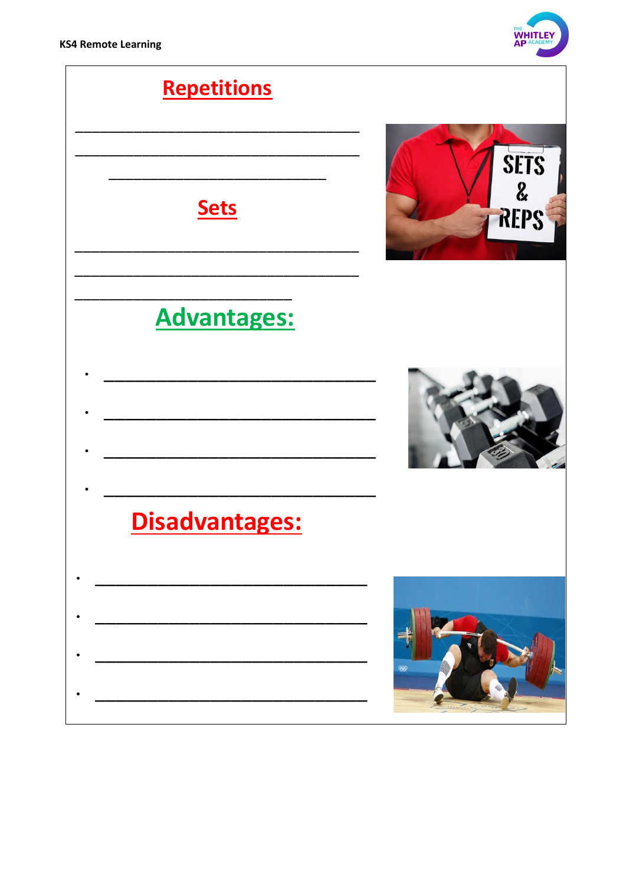## Repetitions

______________________________________

______________________________________

_____________________________

## Sets

______________________________________

______________________________________

_____________________________

## Advantages:

- ____________________________________
- ____________________________________
- ____________________________________
- ____________________________________

## Disadvantages:

- ____________________________________
- ____________________________________
- ____________________________________
- ____________________________________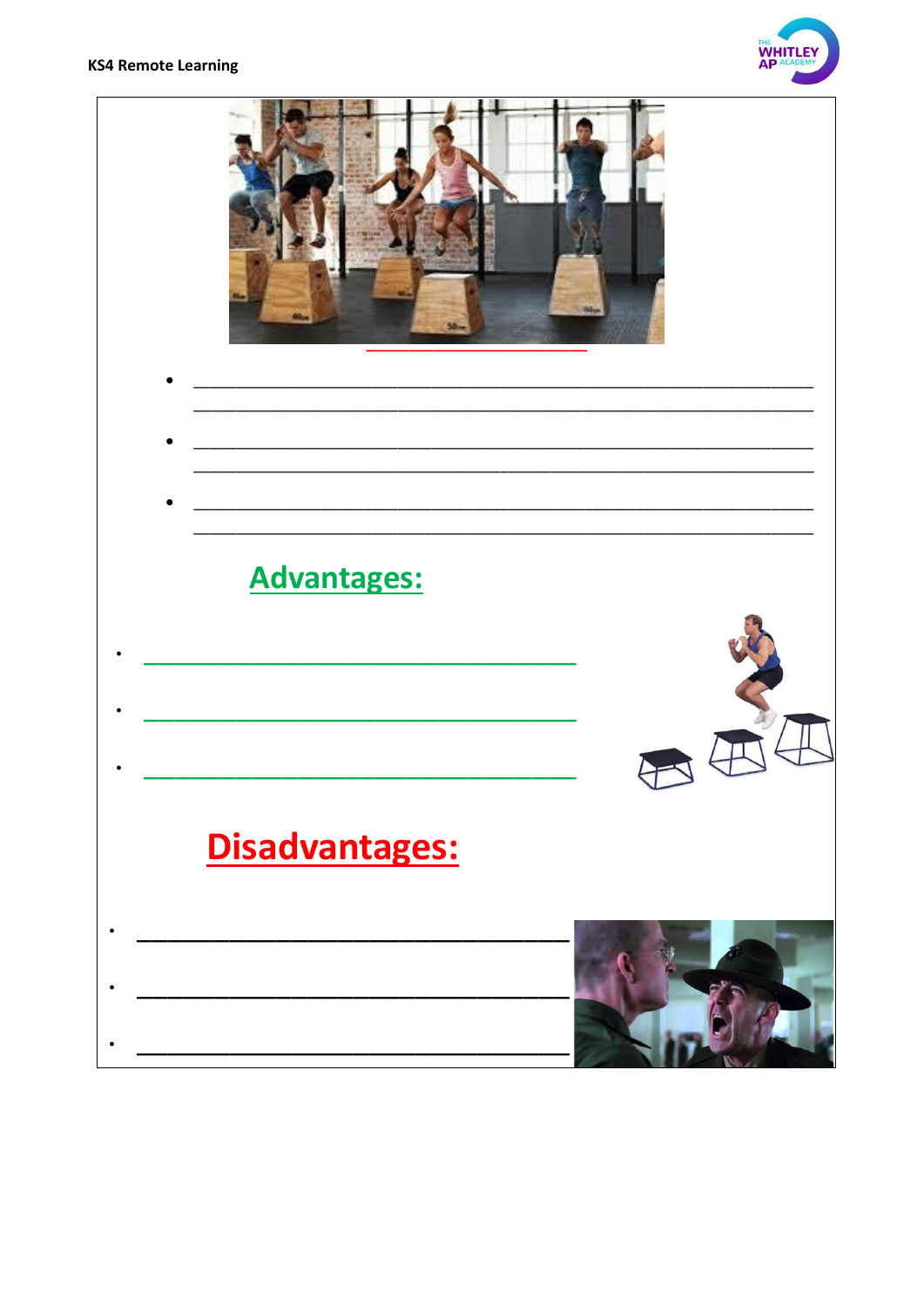- ______________________________________________________________
  ______________________________________________________________
- ______________________________________________________________
  ______________________________________________________________
- ______________________________________________________________
  ______________________________________________________________

## Advantages:

- ______________________________________
- ______________________________________
- ______________________________________

## Disadvantages:

- ______________________________________
- ______________________________________
- ______________________________________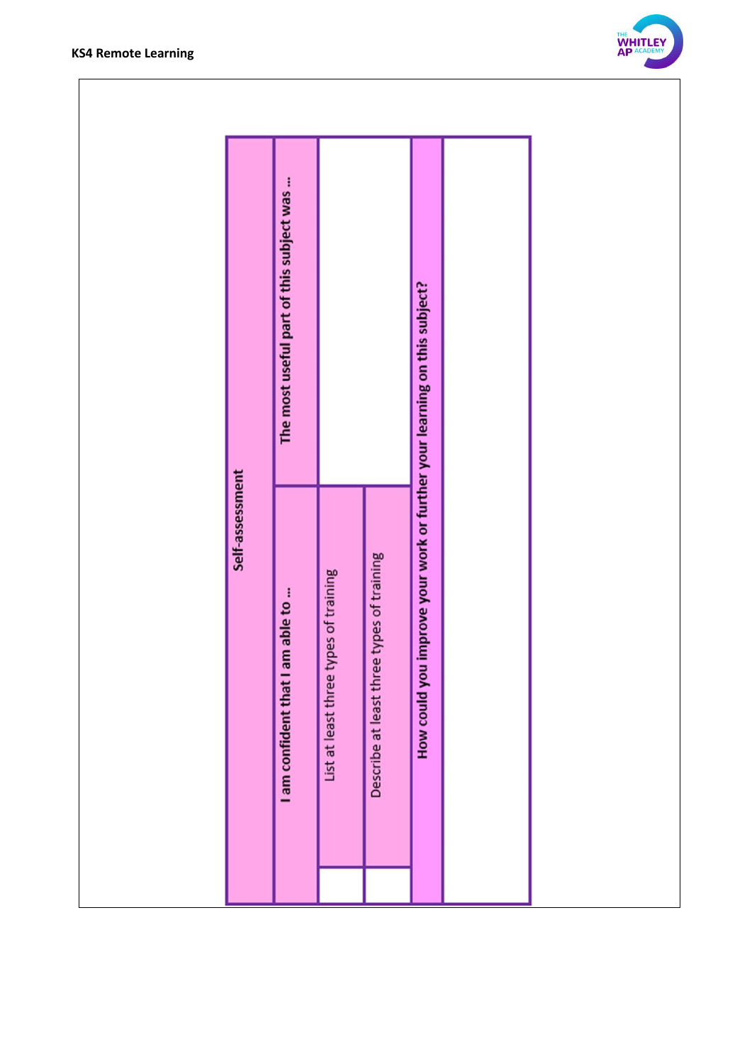| Self-assessment | |
|---|---|
| **I am confident that I am able to …** | **The most useful part of this subject was …** |
| List at least three types of training | |
| Describe at least three types of training | |
| **How could you improve your work or further your learning on this subject?** | |
| | |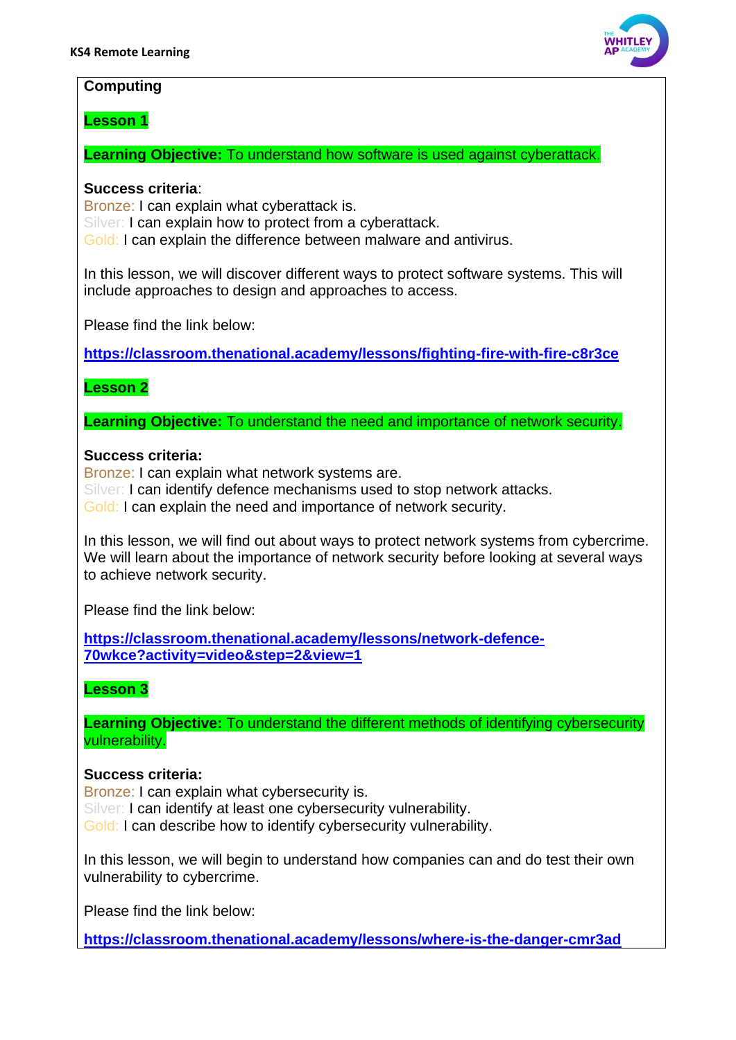## Computing

### Lesson 1

**Learning Objective:** To understand how software is used against cyberattack.

**Success criteria**:
Bronze: I can explain what cyberattack is.
Silver: I can explain how to protect from a cyberattack.
Gold: I can explain the difference between malware and antivirus.

In this lesson, we will discover different ways to protect software systems. This will include approaches to design and approaches to access.

Please find the link below:

**https://classroom.thenational.academy/lessons/fighting-fire-with-fire-c8r3ce**

### Lesson 2

**Learning Objective:** To understand the need and importance of network security.

**Success criteria:**
Bronze: I can explain what network systems are.
Silver: I can identify defence mechanisms used to stop network attacks.
Gold: I can explain the need and importance of network security.

In this lesson, we will find out about ways to protect network systems from cybercrime. We will learn about the importance of network security before looking at several ways to achieve network security.

Please find the link below:

**https://classroom.thenational.academy/lessons/network-defence-70wkce?activity=video&step=2&view=1**

### Lesson 3

**Learning Objective:** To understand the different methods of identifying cybersecurity vulnerability.

**Success criteria:**
Bronze: I can explain what cybersecurity is.
Silver: I can identify at least one cybersecurity vulnerability.
Gold: I can describe how to identify cybersecurity vulnerability.

In this lesson, we will begin to understand how companies can and do test their own vulnerability to cybercrime.

Please find the link below:

**https://classroom.thenational.academy/lessons/where-is-the-danger-cmr3ad**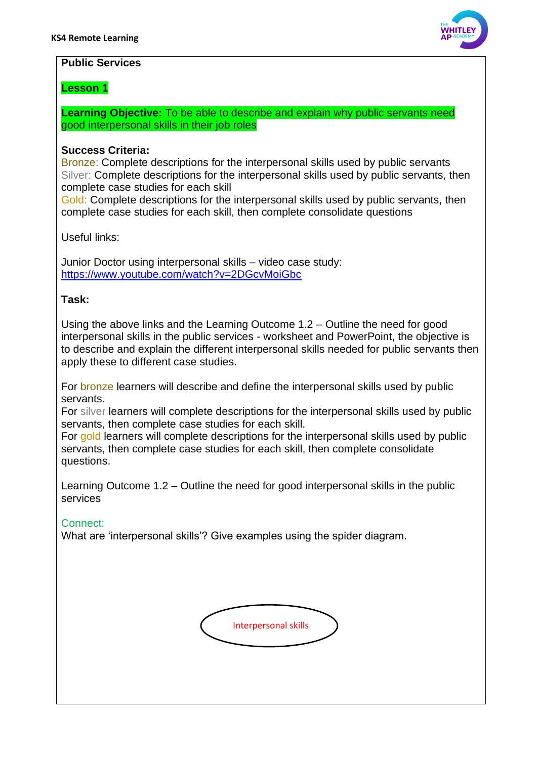## Public Services

**Lesson 1**

**Learning Objective:** To be able to describe and explain why public servants need good interpersonal skills in their job roles

**Success Criteria:**

Bronze: Complete descriptions for the interpersonal skills used by public servants

Silver: Complete descriptions for the interpersonal skills used by public servants, then complete case studies for each skill

Gold: Complete descriptions for the interpersonal skills used by public servants, then complete case studies for each skill, then complete consolidate questions

Useful links:

Junior Doctor using interpersonal skills – video case study: https://www.youtube.com/watch?v=2DGcvMoiGbc

**Task:**

Using the above links and the Learning Outcome 1.2 – Outline the need for good interpersonal skills in the public services - worksheet and PowerPoint, the objective is to describe and explain the different interpersonal skills needed for public servants then apply these to different case studies.

For bronze learners will describe and define the interpersonal skills used by public servants.

For silver learners will complete descriptions for the interpersonal skills used by public servants, then complete case studies for each skill.

For gold learners will complete descriptions for the interpersonal skills used by public servants, then complete case studies for each skill, then complete consolidate questions.

Learning Outcome 1.2 – Outline the need for good interpersonal skills in the public services

Connect:

What are 'interpersonal skills'? Give examples using the spider diagram.

Interpersonal skills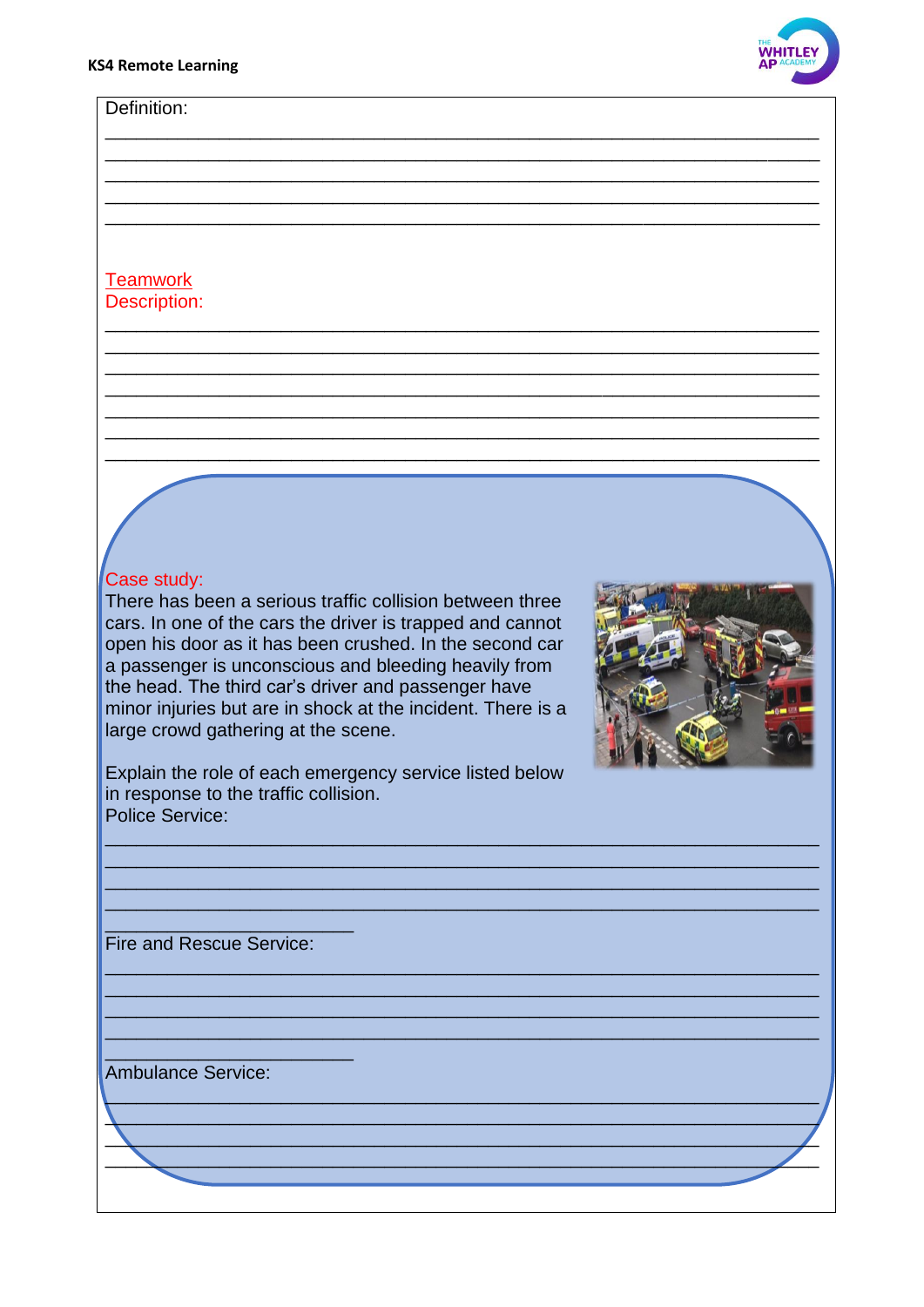Definition:

\_\_\_\_\_\_\_\_\_\_\_\_\_\_\_\_\_\_\_\_\_\_\_\_\_\_\_\_\_\_\_\_\_\_\_\_\_\_\_\_\_\_\_\_\_\_\_\_\_\_\_\_\_\_\_\_\_\_\_\_\_\_\_\_\_\_\_\_\_\_
\_\_\_\_\_\_\_\_\_\_\_\_\_\_\_\_\_\_\_\_\_\_\_\_\_\_\_\_\_\_\_\_\_\_\_\_\_\_\_\_\_\_\_\_\_\_\_\_\_\_\_\_\_\_\_\_\_\_\_\_\_\_\_\_\_\_\_\_\_\_
\_\_\_\_\_\_\_\_\_\_\_\_\_\_\_\_\_\_\_\_\_\_\_\_\_\_\_\_\_\_\_\_\_\_\_\_\_\_\_\_\_\_\_\_\_\_\_\_\_\_\_\_\_\_\_\_\_\_\_\_\_\_\_\_\_\_\_\_\_\_
\_\_\_\_\_\_\_\_\_\_\_\_\_\_\_\_\_\_\_\_\_\_\_\_\_\_\_\_\_\_\_\_\_\_\_\_\_\_\_\_\_\_\_\_\_\_\_\_\_\_\_\_\_\_\_\_\_\_\_\_\_\_\_\_\_\_\_\_\_\_
\_\_\_\_\_\_\_\_\_\_\_\_\_\_\_\_\_\_\_\_\_\_\_\_\_\_\_\_\_\_\_\_\_\_\_\_\_\_\_\_\_\_\_\_\_\_\_\_\_\_\_\_\_\_\_\_\_\_\_\_\_\_\_\_\_\_\_\_\_\_

Teamwork

Description:

\_\_\_\_\_\_\_\_\_\_\_\_\_\_\_\_\_\_\_\_\_\_\_\_\_\_\_\_\_\_\_\_\_\_\_\_\_\_\_\_\_\_\_\_\_\_\_\_\_\_\_\_\_\_\_\_\_\_\_\_\_\_\_\_\_\_\_\_\_\_
\_\_\_\_\_\_\_\_\_\_\_\_\_\_\_\_\_\_\_\_\_\_\_\_\_\_\_\_\_\_\_\_\_\_\_\_\_\_\_\_\_\_\_\_\_\_\_\_\_\_\_\_\_\_\_\_\_\_\_\_\_\_\_\_\_\_\_\_\_\_
\_\_\_\_\_\_\_\_\_\_\_\_\_\_\_\_\_\_\_\_\_\_\_\_\_\_\_\_\_\_\_\_\_\_\_\_\_\_\_\_\_\_\_\_\_\_\_\_\_\_\_\_\_\_\_\_\_\_\_\_\_\_\_\_\_\_\_\_\_\_
\_\_\_\_\_\_\_\_\_\_\_\_\_\_\_\_\_\_\_\_\_\_\_\_\_\_\_\_\_\_\_\_\_\_\_\_\_\_\_\_\_\_\_\_\_\_\_\_\_\_\_\_\_\_\_\_\_\_\_\_\_\_\_\_\_\_\_\_\_\_
\_\_\_\_\_\_\_\_\_\_\_\_\_\_\_\_\_\_\_\_\_\_\_\_\_\_\_\_\_\_\_\_\_\_\_\_\_\_\_\_\_\_\_\_\_\_\_\_\_\_\_\_\_\_\_\_\_\_\_\_\_\_\_\_\_\_\_\_\_\_
\_\_\_\_\_\_\_\_\_\_\_\_\_\_\_\_\_\_\_\_\_\_\_\_\_\_\_\_\_\_\_\_\_\_\_\_\_\_\_\_\_\_\_\_\_\_\_\_\_\_\_\_\_\_\_\_\_\_\_\_\_\_\_\_\_\_\_\_\_\_
\_\_\_\_\_\_\_\_\_\_\_\_\_\_\_\_\_\_\_\_\_\_\_\_\_\_\_\_\_\_\_\_\_\_\_\_\_\_\_\_\_\_\_\_\_\_\_\_\_\_\_\_\_\_\_\_\_\_\_\_\_\_\_\_\_\_\_\_\_\_

Case study:

There has been a serious traffic collision between three cars. In one of the cars the driver is trapped and cannot open his door as it has been crushed. In the second car a passenger is unconscious and bleeding heavily from the head. The third car's driver and passenger have minor injuries but are in shock at the incident. There is a large crowd gathering at the scene.

Explain the role of each emergency service listed below in response to the traffic collision.

Police Service:

\_\_\_\_\_\_\_\_\_\_\_\_\_\_\_\_\_\_\_\_\_\_\_\_\_\_\_\_\_\_\_\_\_\_\_\_\_\_\_\_\_\_\_\_\_\_\_\_\_\_\_\_\_\_\_\_\_\_\_\_\_\_\_\_\_\_\_\_\_\_
\_\_\_\_\_\_\_\_\_\_\_\_\_\_\_\_\_\_\_\_\_\_\_\_\_\_\_\_\_\_\_\_\_\_\_\_\_\_\_\_\_\_\_\_\_\_\_\_\_\_\_\_\_\_\_\_\_\_\_\_\_\_\_\_\_\_\_\_\_\_
\_\_\_\_\_\_\_\_\_\_\_\_\_\_\_\_\_\_\_\_\_\_\_\_\_\_\_\_\_\_\_\_\_\_\_\_\_\_\_\_\_\_\_\_\_\_\_\_\_\_\_\_\_\_\_\_\_\_\_\_\_\_\_\_\_\_\_\_\_\_
\_\_\_\_\_\_\_\_\_\_\_\_\_\_\_\_\_\_\_\_\_\_\_\_\_\_\_\_\_\_\_\_\_\_\_\_\_\_\_\_\_\_\_\_\_\_\_\_\_\_\_\_\_\_\_\_\_\_\_\_\_\_\_\_\_\_\_\_\_\_
\_\_\_\_\_\_\_\_\_\_\_\_\_\_\_\_\_\_\_\_\_\_\_\_\_

Fire and Rescue Service:

\_\_\_\_\_\_\_\_\_\_\_\_\_\_\_\_\_\_\_\_\_\_\_\_\_\_\_\_\_\_\_\_\_\_\_\_\_\_\_\_\_\_\_\_\_\_\_\_\_\_\_\_\_\_\_\_\_\_\_\_\_\_\_\_\_\_\_\_\_\_
\_\_\_\_\_\_\_\_\_\_\_\_\_\_\_\_\_\_\_\_\_\_\_\_\_\_\_\_\_\_\_\_\_\_\_\_\_\_\_\_\_\_\_\_\_\_\_\_\_\_\_\_\_\_\_\_\_\_\_\_\_\_\_\_\_\_\_\_\_\_
\_\_\_\_\_\_\_\_\_\_\_\_\_\_\_\_\_\_\_\_\_\_\_\_\_\_\_\_\_\_\_\_\_\_\_\_\_\_\_\_\_\_\_\_\_\_\_\_\_\_\_\_\_\_\_\_\_\_\_\_\_\_\_\_\_\_\_\_\_\_
\_\_\_\_\_\_\_\_\_\_\_\_\_\_\_\_\_\_\_\_\_\_\_\_\_\_\_\_\_\_\_\_\_\_\_\_\_\_\_\_\_\_\_\_\_\_\_\_\_\_\_\_\_\_\_\_\_\_\_\_\_\_\_\_\_\_\_\_\_\_
\_\_\_\_\_\_\_\_\_\_\_\_\_\_\_\_\_\_\_\_\_\_\_\_\_

Ambulance Service:

\_\_\_\_\_\_\_\_\_\_\_\_\_\_\_\_\_\_\_\_\_\_\_\_\_\_\_\_\_\_\_\_\_\_\_\_\_\_\_\_\_\_\_\_\_\_\_\_\_\_\_\_\_\_\_\_\_\_\_\_\_\_\_\_\_\_\_\_\_\_
\_\_\_\_\_\_\_\_\_\_\_\_\_\_\_\_\_\_\_\_\_\_\_\_\_\_\_\_\_\_\_\_\_\_\_\_\_\_\_\_\_\_\_\_\_\_\_\_\_\_\_\_\_\_\_\_\_\_\_\_\_\_\_\_\_\_\_\_\_\_
\_\_\_\_\_\_\_\_\_\_\_\_\_\_\_\_\_\_\_\_\_\_\_\_\_\_\_\_\_\_\_\_\_\_\_\_\_\_\_\_\_\_\_\_\_\_\_\_\_\_\_\_\_\_\_\_\_\_\_\_\_\_\_\_\_\_\_\_\_\_
\_\_\_\_\_\_\_\_\_\_\_\_\_\_\_\_\_\_\_\_\_\_\_\_\_\_\_\_\_\_\_\_\_\_\_\_\_\_\_\_\_\_\_\_\_\_\_\_\_\_\_\_\_\_\_\_\_\_\_\_\_\_\_\_\_\_\_\_\_\_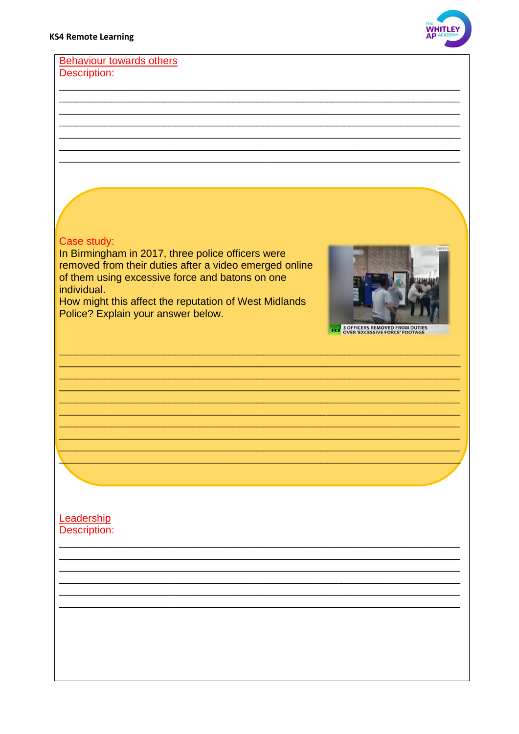Behaviour towards others

Description:

______________________________________________________________________
______________________________________________________________________
______________________________________________________________________
______________________________________________________________________
______________________________________________________________________
______________________________________________________________________
______________________________________________________________________

Case study:

In Birmingham in 2017, three police officers were removed from their duties after a video emerged online of them using excessive force and batons on one individual.

How might this affect the reputation of West Midlands Police? Explain your answer below.

______________________________________________________________________
______________________________________________________________________
______________________________________________________________________
______________________________________________________________________
______________________________________________________________________
______________________________________________________________________
______________________________________________________________________
______________________________________________________________________
______________________________________________________________________
______________________________________________________________________

Leadership

Description:

______________________________________________________________________
______________________________________________________________________
______________________________________________________________________
______________________________________________________________________
______________________________________________________________________
______________________________________________________________________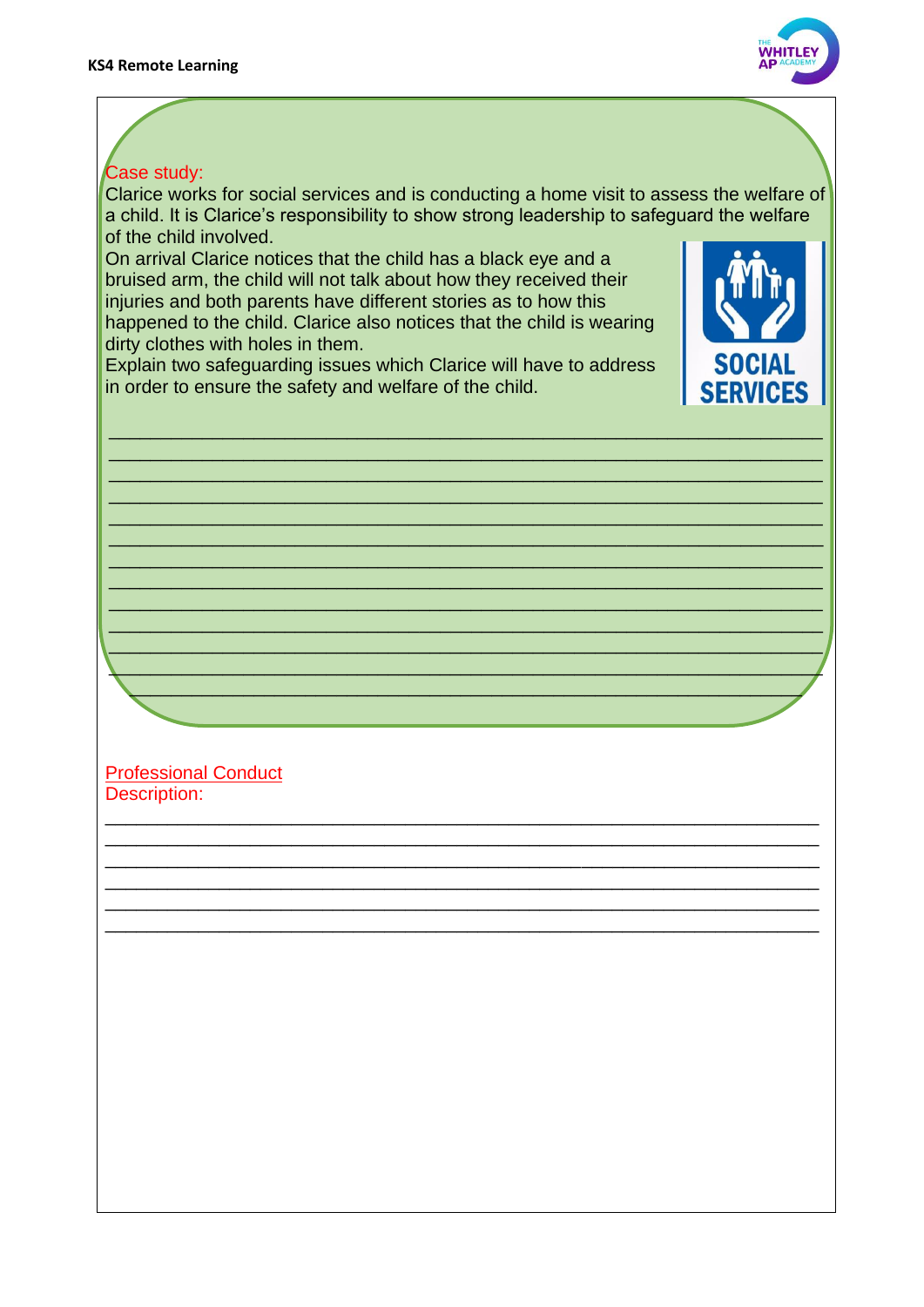Case study:

Clarice works for social services and is conducting a home visit to assess the welfare of a child. It is Clarice's responsibility to show strong leadership to safeguard the welfare of the child involved.

On arrival Clarice notices that the child has a black eye and a bruised arm, the child will not talk about how they received their injuries and both parents have different stories as to how this happened to the child. Clarice also notices that the child is wearing dirty clothes with holes in them.

Explain two safeguarding issues which Clarice will have to address in order to ensure the safety and welfare of the child.

SOCIAL SERVICES

______________________________________________________________________
______________________________________________________________________
______________________________________________________________________
______________________________________________________________________
______________________________________________________________________
______________________________________________________________________
______________________________________________________________________
______________________________________________________________________
______________________________________________________________________
______________________________________________________________________
______________________________________________________________________
______________________________________________________________________
______________________________________________________________________

Professional Conduct

Description:

______________________________________________________________________
______________________________________________________________________
______________________________________________________________________
______________________________________________________________________
______________________________________________________________________
______________________________________________________________________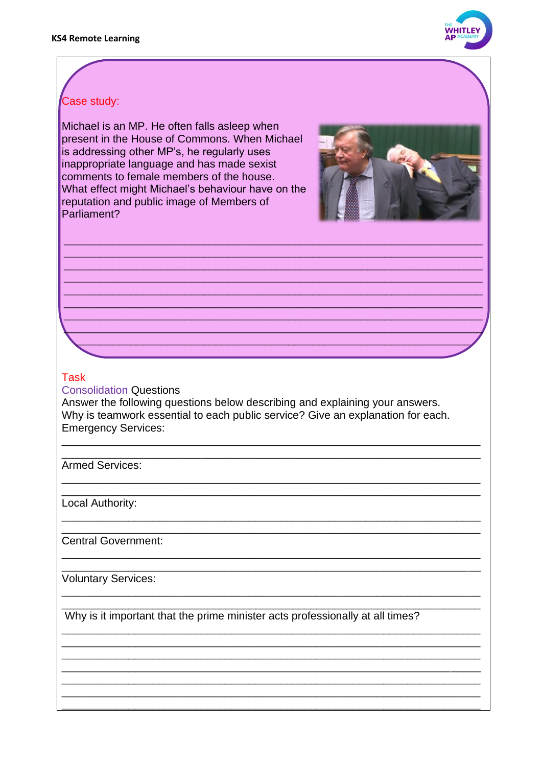Case study:

Michael is an MP. He often falls asleep when present in the House of Commons. When Michael is addressing other MP's, he regularly uses inappropriate language and has made sexist comments to female members of the house. What effect might Michael's behaviour have on the reputation and public image of Members of Parliament?

______________________________________________________________________
______________________________________________________________________
______________________________________________________________________
______________________________________________________________________
______________________________________________________________________
______________________________________________________________________
______________________________________________________________________
______________________________________________________________________
______________________________________________________________________

Task

Consolidation Questions

Answer the following questions below describing and explaining your answers.

Why is teamwork essential to each public service? Give an explanation for each.

Emergency Services:

______________________________________________________________________
______________________________________________________________________

Armed Services:

______________________________________________________________________
______________________________________________________________________

Local Authority:

______________________________________________________________________
______________________________________________________________________

Central Government:

______________________________________________________________________
______________________________________________________________________

Voluntary Services:

______________________________________________________________________
______________________________________________________________________

Why is it important that the prime minister acts professionally at all times?

______________________________________________________________________
______________________________________________________________________
______________________________________________________________________
______________________________________________________________________
______________________________________________________________________
______________________________________________________________________
______________________________________________________________________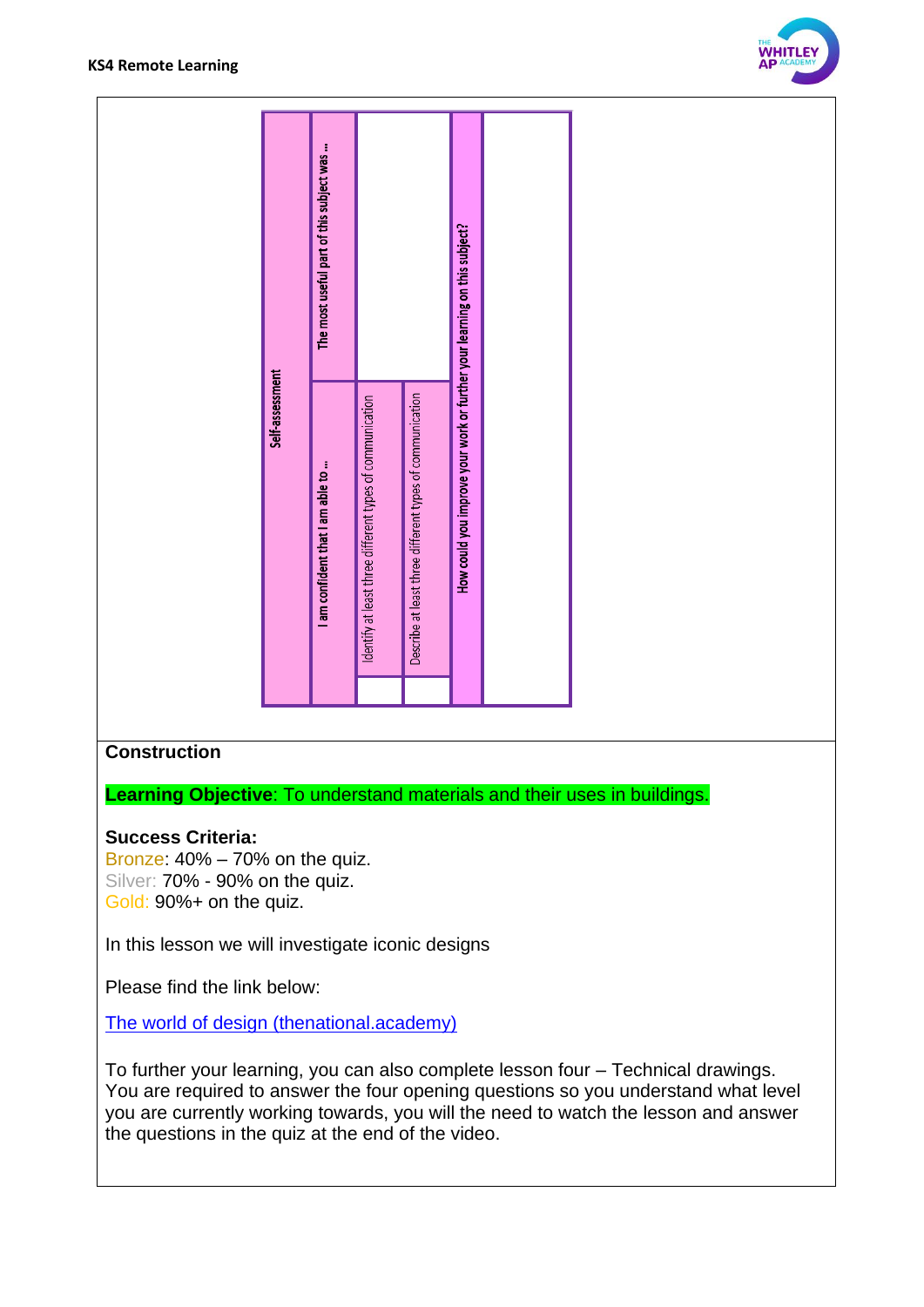| Self-assessment | | |
|---|---|---|
| The most useful part of this subject was … | | |
| I am confident that I am able to … | Identify at least three different types of communication | |
| | Describe at least three different types of communication | |
| How could you improve your work or further your learning on this subject? | | |

**Construction**

**Learning Objective**: To understand materials and their uses in buildings.

**Success Criteria:**
Bronze: 40% – 70% on the quiz.
Silver: 70% - 90% on the quiz.
Gold: 90%+ on the quiz.

In this lesson we will investigate iconic designs

Please find the link below:

[The world of design (thenational.academy)]

To further your learning, you can also complete lesson four – Technical drawings. You are required to answer the four opening questions so you understand what level you are currently working towards, you will the need to watch the lesson and answer the questions in the quiz at the end of the video.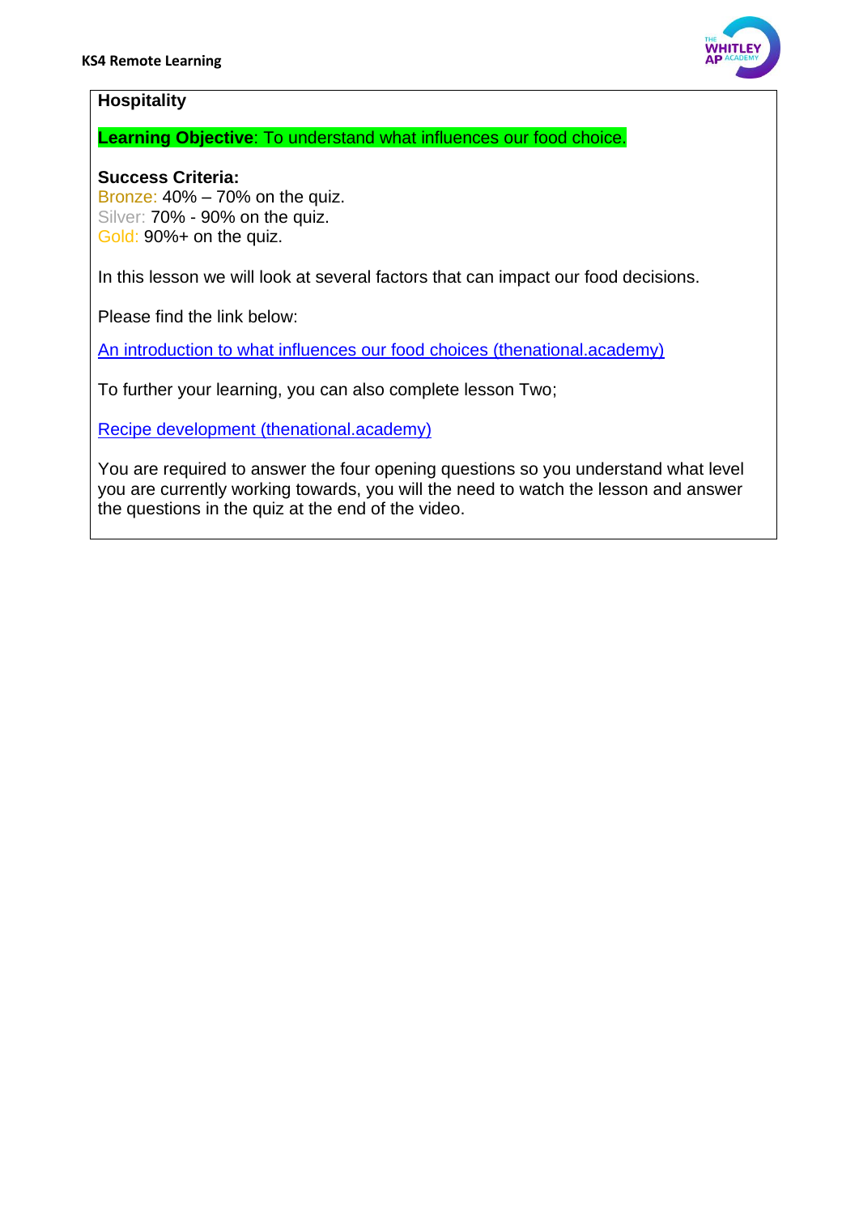**KS4 Remote Learning**

## Hospitality

**Learning Objective**: To understand what influences our food choice.

**Success Criteria:**
Bronze: 40% – 70% on the quiz.
Silver: 70% - 90% on the quiz.
Gold: 90%+ on the quiz.

In this lesson we will look at several factors that can impact our food decisions.

Please find the link below:

An introduction to what influences our food choices (thenational.academy)

To further your learning, you can also complete lesson Two;

Recipe development (thenational.academy)

You are required to answer the four opening questions so you understand what level you are currently working towards, you will the need to watch the lesson and answer the questions in the quiz at the end of the video.